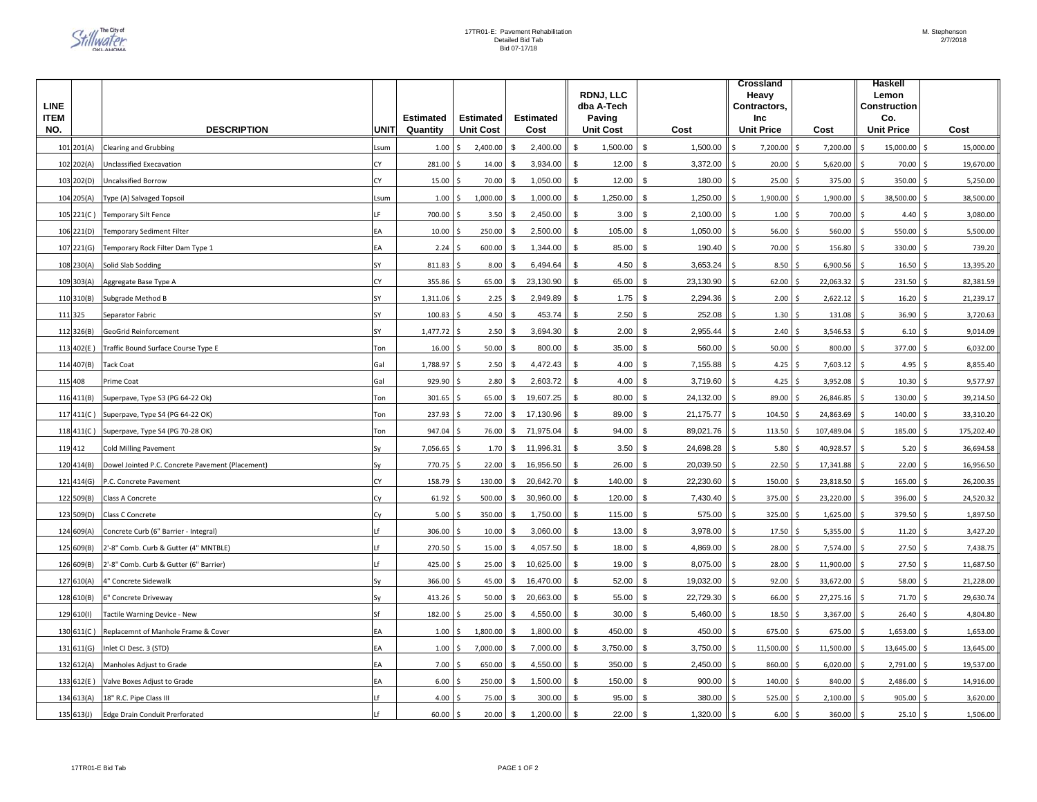The City of Stillwater OKLAHOMA

17TR01-E: Pavement Rehabilitation
Detailed Bid Tab
Bid 07-17/18

M. Stephenson
2/7/2018

| LINE ITEM NO. | | DESCRIPTION | UNIT | Estimated Quantity | Estimated Unit Cost | Estimated Cost | RDNJ, LLC dba A-Tech Paving Unit Cost | Cost | Crossland Heavy Contractors, Inc Unit Price | Cost | Haskell Lemon Construction Co. Unit Price | Cost |
|---|---|---|---|---|---|---|---|---|---|---|---|---|
| 101 | 201(A) | Clearing and Grubbing | Lsum | 1.00 | $ 2,400.00 | $ 2,400.00 | $ 1,500.00 | $ 1,500.00 | $ 7,200.00 | $ 7,200.00 | $ 15,000.00 | $ 15,000.00 |
| 102 | 202(A) | Unclassified Execavation | CY | 281.00 | $ 14.00 | $ 3,934.00 | $ 12.00 | $ 3,372.00 | $ 20.00 | $ 5,620.00 | $ 70.00 | $ 19,670.00 |
| 103 | 202(D) | Uncalssified Borrow | CY | 15.00 | $ 70.00 | $ 1,050.00 | $ 12.00 | $ 180.00 | $ 25.00 | $ 375.00 | $ 350.00 | $ 5,250.00 |
| 104 | 205(A) | Type (A) Salvaged Topsoil | Lsum | 1.00 | $ 1,000.00 | $ 1,000.00 | $ 1,250.00 | $ 1,250.00 | $ 1,900.00 | $ 1,900.00 | $ 38,500.00 | $ 38,500.00 |
| 105 | 221(C ) | Temporary Silt Fence | LF | 700.00 | $ 3.50 | $ 2,450.00 | $ 3.00 | $ 2,100.00 | $ 1.00 | $ 700.00 | $ 4.40 | $ 3,080.00 |
| 106 | 221(D) | Temporary Sediment Filter | EA | 10.00 | $ 250.00 | $ 2,500.00 | $ 105.00 | $ 1,050.00 | $ 56.00 | $ 560.00 | $ 550.00 | $ 5,500.00 |
| 107 | 221(G) | Temporary Rock Filter Dam Type 1 | EA | 2.24 | $ 600.00 | $ 1,344.00 | $ 85.00 | $ 190.40 | $ 70.00 | $ 156.80 | $ 330.00 | $ 739.20 |
| 108 | 230(A) | Solid Slab Sodding | SY | 811.83 | $ 8.00 | $ 6,494.64 | $ 4.50 | $ 3,653.24 | $ 8.50 | $ 6,900.56 | $ 16.50 | $ 13,395.20 |
| 109 | 303(A) | Aggregate Base Type A | CY | 355.86 | $ 65.00 | $ 23,130.90 | $ 65.00 | $ 23,130.90 | $ 62.00 | $ 22,063.32 | $ 231.50 | $ 82,381.59 |
| 110 | 310(B) | Subgrade Method B | SY | 1,311.06 | $ 2.25 | $ 2,949.89 | $ 1.75 | $ 2,294.36 | $ 2.00 | $ 2,622.12 | $ 16.20 | $ 21,239.17 |
| 111 | 325 | Separator Fabric | SY | 100.83 | $ 4.50 | $ 453.74 | $ 2.50 | $ 252.08 | $ 1.30 | $ 131.08 | $ 36.90 | $ 3,720.63 |
| 112 | 326(B) | GeoGrid Reinforcement | SY | 1,477.72 | $ 2.50 | $ 3,694.30 | $ 2.00 | $ 2,955.44 | $ 2.40 | $ 3,546.53 | $ 6.10 | $ 9,014.09 |
| 113 | 402(E ) | Traffic Bound Surface Course Type E | Ton | 16.00 | $ 50.00 | $ 800.00 | $ 35.00 | $ 560.00 | $ 50.00 | $ 800.00 | $ 377.00 | $ 6,032.00 |
| 114 | 407(B) | Tack Coat | Gal | 1,788.97 | $ 2.50 | $ 4,472.43 | $ 4.00 | $ 7,155.88 | $ 4.25 | $ 7,603.12 | $ 4.95 | $ 8,855.40 |
| 115 | 408 | Prime Coat | Gal | 929.90 | $ 2.80 | $ 2,603.72 | $ 4.00 | $ 3,719.60 | $ 4.25 | $ 3,952.08 | $ 10.30 | $ 9,577.97 |
| 116 | 411(B) | Superpave, Type S3 (PG 64-22 Ok) | Ton | 301.65 | $ 65.00 | $ 19,607.25 | $ 80.00 | $ 24,132.00 | $ 89.00 | $ 26,846.85 | $ 130.00 | $ 39,214.50 |
| 117 | 411(C ) | Superpave, Type S4 (PG 64-22 OK) | Ton | 237.93 | $ 72.00 | $ 17,130.96 | $ 89.00 | $ 21,175.77 | $ 104.50 | $ 24,863.69 | $ 140.00 | $ 33,310.20 |
| 118 | 411(C ) | Superpave, Type S4 (PG 70-28 OK) | Ton | 947.04 | $ 76.00 | $ 71,975.04 | $ 94.00 | $ 89,021.76 | $ 113.50 | $ 107,489.04 | $ 185.00 | $ 175,202.40 |
| 119 | 412 | Cold Milling Pavement | Sy | 7,056.65 | $ 1.70 | $ 11,996.31 | $ 3.50 | $ 24,698.28 | $ 5.80 | $ 40,928.57 | $ 5.20 | $ 36,694.58 |
| 120 | 414(B) | Dowel Jointed P.C. Concrete Pavement (Placement) | Sy | 770.75 | $ 22.00 | $ 16,956.50 | $ 26.00 | $ 20,039.50 | $ 22.50 | $ 17,341.88 | $ 22.00 | $ 16,956.50 |
| 121 | 414(G) | P.C. Concrete Pavement | CY | 158.79 | $ 130.00 | $ 20,642.70 | $ 140.00 | $ 22,230.60 | $ 150.00 | $ 23,818.50 | $ 165.00 | $ 26,200.35 |
| 122 | 509(B) | Class A Concrete | Cy | 61.92 | $ 500.00 | $ 30,960.00 | $ 120.00 | $ 7,430.40 | $ 375.00 | $ 23,220.00 | $ 396.00 | $ 24,520.32 |
| 123 | 509(D) | Class C Concrete | Cy | 5.00 | $ 350.00 | $ 1,750.00 | $ 115.00 | $ 575.00 | $ 325.00 | $ 1,625.00 | $ 379.50 | $ 1,897.50 |
| 124 | 609(A) | Concrete Curb (6" Barrier - Integral) | Lf | 306.00 | $ 10.00 | $ 3,060.00 | $ 13.00 | $ 3,978.00 | $ 17.50 | $ 5,355.00 | $ 11.20 | $ 3,427.20 |
| 125 | 609(B) | 2'-8" Comb. Curb & Gutter (4" MNTBLE) | Lf | 270.50 | $ 15.00 | $ 4,057.50 | $ 18.00 | $ 4,869.00 | $ 28.00 | $ 7,574.00 | $ 27.50 | $ 7,438.75 |
| 126 | 609(B) | 2'-8" Comb. Curb & Gutter (6" Barrier) | Lf | 425.00 | $ 25.00 | $ 10,625.00 | $ 19.00 | $ 8,075.00 | $ 28.00 | $ 11,900.00 | $ 27.50 | $ 11,687.50 |
| 127 | 610(A) | 4" Concrete Sidewalk | Sy | 366.00 | $ 45.00 | $ 16,470.00 | $ 52.00 | $ 19,032.00 | $ 92.00 | $ 33,672.00 | $ 58.00 | $ 21,228.00 |
| 128 | 610(B) | 6" Concrete Driveway | Sy | 413.26 | $ 50.00 | $ 20,663.00 | $ 55.00 | $ 22,729.30 | $ 66.00 | $ 27,275.16 | $ 71.70 | $ 29,630.74 |
| 129 | 610(I) | Tactile Warning Device - New | Sf | 182.00 | $ 25.00 | $ 4,550.00 | $ 30.00 | $ 5,460.00 | $ 18.50 | $ 3,367.00 | $ 26.40 | $ 4,804.80 |
| 130 | 611(C ) | Replacemnt of Manhole Frame & Cover | EA | 1.00 | $ 1,800.00 | $ 1,800.00 | $ 450.00 | $ 450.00 | $ 675.00 | $ 675.00 | $ 1,653.00 | $ 1,653.00 |
| 131 | 611(G) | Inlet CI Desc. 3 (STD) | EA | 1.00 | $ 7,000.00 | $ 7,000.00 | $ 3,750.00 | $ 3,750.00 | $ 11,500.00 | $ 11,500.00 | $ 13,645.00 | $ 13,645.00 |
| 132 | 612(A) | Manholes Adjust to Grade | EA | 7.00 | $ 650.00 | $ 4,550.00 | $ 350.00 | $ 2,450.00 | $ 860.00 | $ 6,020.00 | $ 2,791.00 | $ 19,537.00 |
| 133 | 612(E ) | Valve Boxes Adjust to Grade | EA | 6.00 | $ 250.00 | $ 1,500.00 | $ 150.00 | $ 900.00 | $ 140.00 | $ 840.00 | $ 2,486.00 | $ 14,916.00 |
| 134 | 613(A) | 18" R.C. Pipe Class III | Lf | 4.00 | $ 75.00 | $ 300.00 | $ 95.00 | $ 380.00 | $ 525.00 | $ 2,100.00 | $ 905.00 | $ 3,620.00 |
| 135 | 613(J) | Edge Drain Conduit Prerforated | Lf | 60.00 | $ 20.00 | $ 1,200.00 | $ 22.00 | $ 1,320.00 | $ 6.00 | $ 360.00 | $ 25.10 | $ 1,506.00 |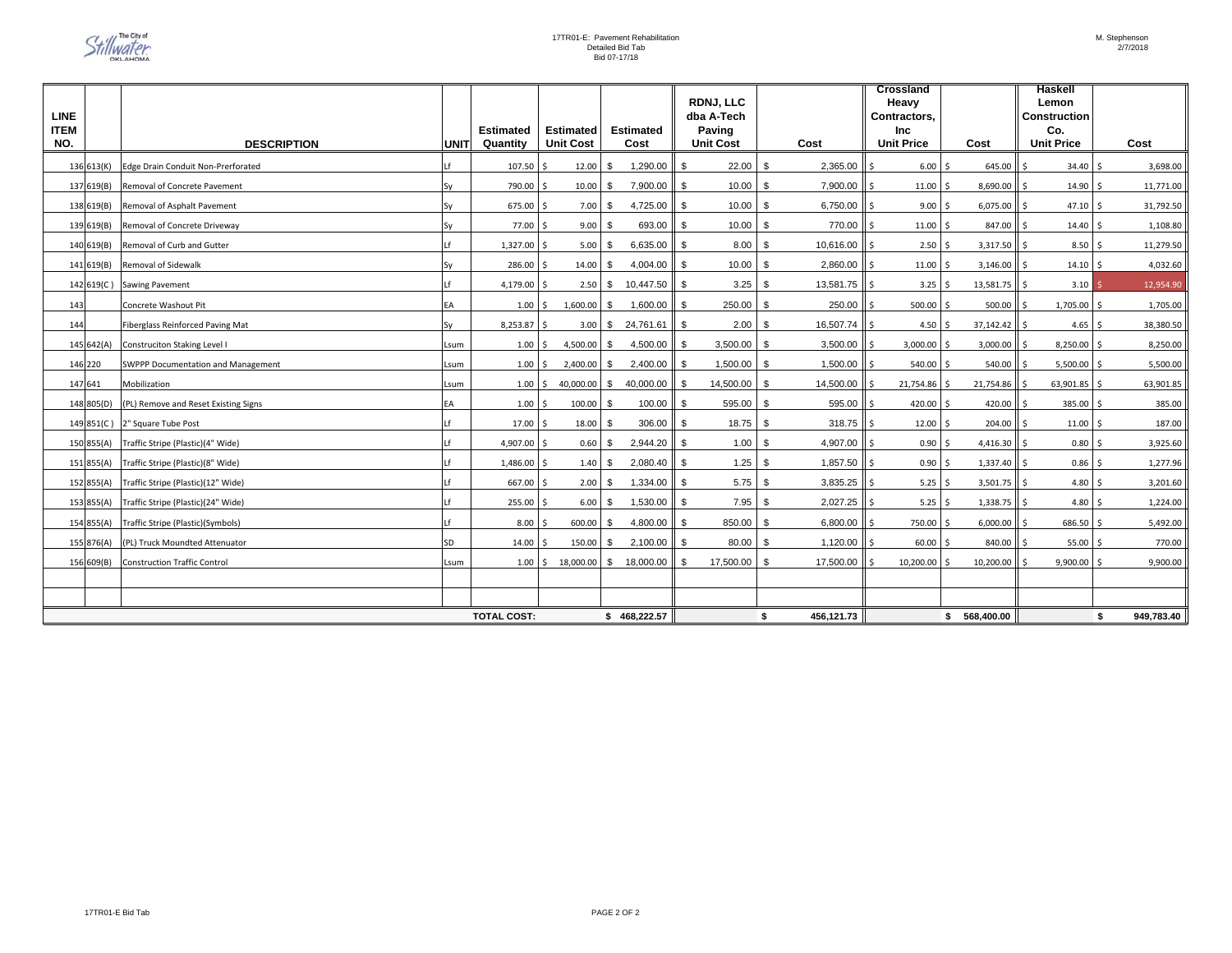| LINE ITEM NO. | | DESCRIPTION | UNIT | Estimated Quantity | Estimated Unit Cost | Estimated Cost | RDNJ, LLC dba A-Tech Paving Unit Cost | Cost | Crossland Heavy Contractors, Inc Unit Price | Cost | Haskell Lemon Construction Co. Unit Price | Cost |
|---|---|---|---|---|---|---|---|---|---|---|---|---|
| 136 | 613(K) | Edge Drain Conduit Non-Prerforated | Lf | 107.50 | $ 12.00 | $ 1,290.00 | $ 22.00 | $ 2,365.00 | $ 6.00 | $ 645.00 | $ 34.40 | $ 3,698.00 |
| 137 | 619(B) | Removal of Concrete Pavement | Sy | 790.00 | $ 10.00 | $ 7,900.00 | $ 10.00 | $ 7,900.00 | $ 11.00 | $ 8,690.00 | $ 14.90 | $ 11,771.00 |
| 138 | 619(B) | Removal of Asphalt Pavement | Sy | 675.00 | $ 7.00 | $ 4,725.00 | $ 10.00 | $ 6,750.00 | $ 9.00 | $ 6,075.00 | $ 47.10 | $ 31,792.50 |
| 139 | 619(B) | Removal of Concrete Driveway | Sy | 77.00 | $ 9.00 | $ 693.00 | $ 10.00 | $ 770.00 | $ 11.00 | $ 847.00 | $ 14.40 | $ 1,108.80 |
| 140 | 619(B) | Removal of Curb and Gutter | Lf | 1,327.00 | $ 5.00 | $ 6,635.00 | $ 8.00 | $ 10,616.00 | $ 2.50 | $ 3,317.50 | $ 8.50 | $ 11,279.50 |
| 141 | 619(B) | Removal of Sidewalk | Sy | 286.00 | $ 14.00 | $ 4,004.00 | $ 10.00 | $ 2,860.00 | $ 11.00 | $ 3,146.00 | $ 14.10 | $ 4,032.60 |
| 142 | 619(C ) | Sawing Pavement | Lf | 4,179.00 | $ 2.50 | $ 10,447.50 | $ 3.25 | $ 13,581.75 | $ 3.25 | $ 13,581.75 | $ 3.10 | $ 12,954.90 |
| 143 | | Concrete Washout Pit | EA | 1.00 | $ 1,600.00 | $ 1,600.00 | $ 250.00 | $ 250.00 | $ 500.00 | $ 500.00 | $ 1,705.00 | $ 1,705.00 |
| 144 | | Fiberglass Reinforced Paving Mat | Sy | 8,253.87 | $ 3.00 | $ 24,761.61 | $ 2.00 | $ 16,507.74 | $ 4.50 | $ 37,142.42 | $ 4.65 | $ 38,380.50 |
| 145 | 642(A) | Construciton Staking Level I | Lsum | 1.00 | $ 4,500.00 | $ 4,500.00 | $ 3,500.00 | $ 3,500.00 | $ 3,000.00 | $ 3,000.00 | $ 8,250.00 | $ 8,250.00 |
| 146 | 220 | SWPPP Documentation and Management | Lsum | 1.00 | $ 2,400.00 | $ 2,400.00 | $ 1,500.00 | $ 1,500.00 | $ 540.00 | $ 540.00 | $ 5,500.00 | $ 5,500.00 |
| 147 | 641 | Mobilization | Lsum | 1.00 | $ 40,000.00 | $ 40,000.00 | $ 14,500.00 | $ 14,500.00 | $ 21,754.86 | $ 21,754.86 | $ 63,901.85 | $ 63,901.85 |
| 148 | 805(D) | (PL) Remove and Reset Existing Signs | EA | 1.00 | $ 100.00 | $ 100.00 | $ 595.00 | $ 595.00 | $ 420.00 | $ 420.00 | $ 385.00 | $ 385.00 |
| 149 | 851(C ) | 2" Square Tube Post | Lf | 17.00 | $ 18.00 | $ 306.00 | $ 18.75 | $ 318.75 | $ 12.00 | $ 204.00 | $ 11.00 | $ 187.00 |
| 150 | 855(A) | Traffic Stripe (Plastic)(4" Wide) | Lf | 4,907.00 | $ 0.60 | $ 2,944.20 | $ 1.00 | $ 4,907.00 | $ 0.90 | $ 4,416.30 | $ 0.80 | $ 3,925.60 |
| 151 | 855(A) | Traffic Stripe (Plastic)(8" Wide) | Lf | 1,486.00 | $ 1.40 | $ 2,080.40 | $ 1.25 | $ 1,857.50 | $ 0.90 | $ 1,337.40 | $ 0.86 | $ 1,277.96 |
| 152 | 855(A) | Traffic Stripe (Plastic)(12" Wide) | Lf | 667.00 | $ 2.00 | $ 1,334.00 | $ 5.75 | $ 3,835.25 | $ 5.25 | $ 3,501.75 | $ 4.80 | $ 3,201.60 |
| 153 | 855(A) | Traffic Stripe (Plastic)(24" Wide) | Lf | 255.00 | $ 6.00 | $ 1,530.00 | $ 7.95 | $ 2,027.25 | $ 5.25 | $ 1,338.75 | $ 4.80 | $ 1,224.00 |
| 154 | 855(A) | Traffic Stripe (Plastic)(Symbols) | Lf | 8.00 | $ 600.00 | $ 4,800.00 | $ 850.00 | $ 6,800.00 | $ 750.00 | $ 6,000.00 | $ 686.50 | $ 5,492.00 |
| 155 | 876(A) | (PL) Truck Moundted Attenuator | SD | 14.00 | $ 150.00 | $ 2,100.00 | $ 80.00 | $ 1,120.00 | $ 60.00 | $ 840.00 | $ 55.00 | $ 770.00 |
| 156 | 609(B) | Construction Traffic Control | Lsum | 1.00 | $ 18,000.00 | $ 18,000.00 | $ 17,500.00 | $ 17,500.00 | $ 10,200.00 | $ 10,200.00 | $ 9,900.00 | $ 9,900.00 |
| | | | | | | | | | | | | |
| | | | | | | | | | | | | |
| | | | | TOTAL COST: | | $ 468,222.57 | | $ 456,121.73 | | $ 568,400.00 | | $ 949,783.40 |